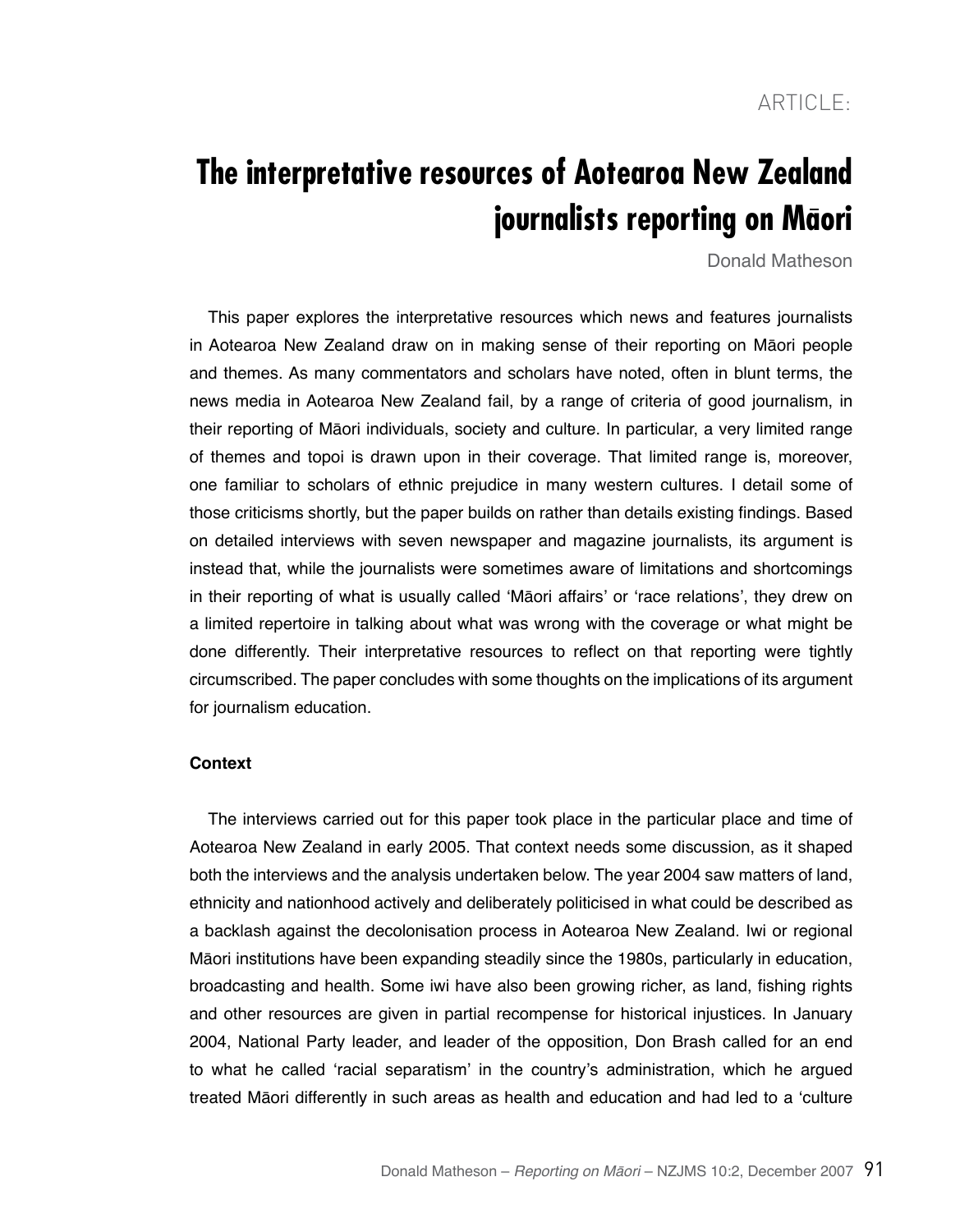ARTICLE:

# The interpretative resources of Aotearoa New Zealand journalists reporting on Māori

Donald Matheson

This paper explores the interpretative resources which news and features journalists in Aotearoa New Zealand draw on in making sense of their reporting on Māori people and themes. As many commentators and scholars have noted, often in blunt terms, the news media in Aotearoa New Zealand fail, by a range of criteria of good journalism, in their reporting of Māori individuals, society and culture. In particular, a very limited range of themes and topoi is drawn upon in their coverage. That limited range is, moreover, one familiar to scholars of ethnic prejudice in many western cultures. I detail some of those criticisms shortly, but the paper builds on rather than details existing findings. Based on detailed interviews with seven newspaper and magazine journalists, its argument is instead that, while the journalists were sometimes aware of limitations and shortcomings in their reporting of what is usually called 'Māori affairs' or 'race relations', they drew on a limited repertoire in talking about what was wrong with the coverage or what might be done differently. Their interpretative resources to reflect on that reporting were tightly circumscribed. The paper concludes with some thoughts on the implications of its argument for journalism education.

### Context

The interviews carried out for this paper took place in the particular place and time of Aotearoa New Zealand in early 2005. That context needs some discussion, as it shaped both the interviews and the analysis undertaken below. The year 2004 saw matters of land, ethnicity and nationhood actively and deliberately politicised in what could be described as a backlash against the decolonisation process in Aotearoa New Zealand. Iwi or regional Māori institutions have been expanding steadily since the 1980s, particularly in education, broadcasting and health. Some iwi have also been growing richer, as land, fishing rights and other resources are given in partial recompense for historical injustices. In January 2004, National Party leader, and leader of the opposition, Don Brash called for an end to what he called 'racial separatism' in the country's administration, which he argued treated Māori differently in such areas as health and education and had led to a 'culture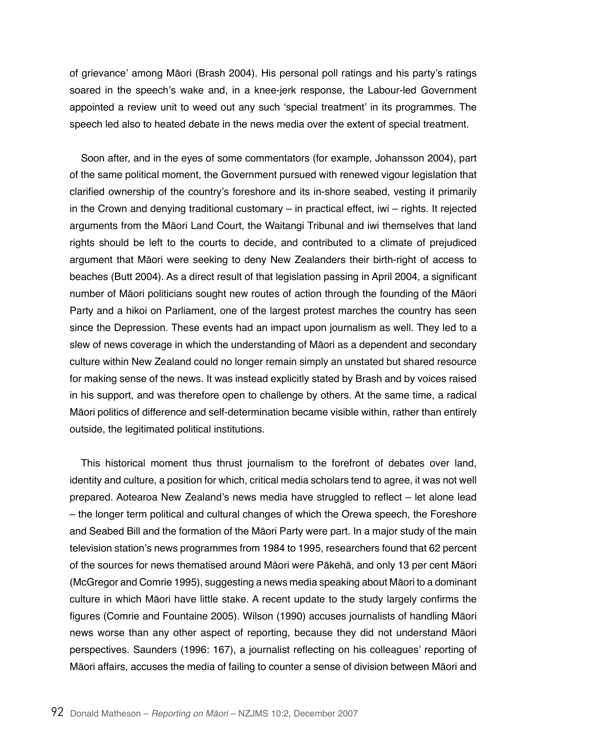of grievance' among Māori (Brash 2004). His personal poll ratings and his party's ratings soared in the speech's wake and, in a knee-jerk response, the Labour-led Government appointed a review unit to weed out any such 'special treatment' in its programmes. The speech led also to heated debate in the news media over the extent of special treatment.

Soon after, and in the eyes of some commentators (for example, Johansson 2004), part of the same political moment, the Government pursued with renewed vigour legislation that clarified ownership of the country's foreshore and its in-shore seabed, vesting it primarily in the Crown and denying traditional customary – in practical effect, iwi – rights. It rejected arguments from the Māori Land Court, the Waitangi Tribunal and iwi themselves that land rights should be left to the courts to decide, and contributed to a climate of prejudiced argument that Māori were seeking to deny New Zealanders their birth-right of access to beaches (Butt 2004). As a direct result of that legislation passing in April 2004, a significant number of Māori politicians sought new routes of action through the founding of the Māori Party and a hikoi on Parliament, one of the largest protest marches the country has seen since the Depression. These events had an impact upon journalism as well. They led to a slew of news coverage in which the understanding of Māori as a dependent and secondary culture within New Zealand could no longer remain simply an unstated but shared resource for making sense of the news. It was instead explicitly stated by Brash and by voices raised in his support, and was therefore open to challenge by others. At the same time, a radical Māori politics of difference and self-determination became visible within, rather than entirely outside, the legitimated political institutions.

This historical moment thus thrust journalism to the forefront of debates over land, identity and culture, a position for which, critical media scholars tend to agree, it was not well prepared. Aotearoa New Zealand's news media have struggled to reflect – let alone lead – the longer term political and cultural changes of which the Orewa speech, the Foreshore and Seabed Bill and the formation of the Māori Party were part. In a major study of the main television station's news programmes from 1984 to 1995, researchers found that 62 percent of the sources for news thematised around Māori were Pākehā, and only 13 per cent Māori (McGregor and Comrie 1995), suggesting a news media speaking about Māori to a dominant culture in which Māori have little stake. A recent update to the study largely confirms the figures (Comrie and Fountaine 2005). Wilson (1990) accuses journalists of handling Māori news worse than any other aspect of reporting, because they did not understand Māori perspectives. Saunders (1996: 167), a journalist reflecting on his colleagues' reporting of Māori affairs, accuses the media of failing to counter a sense of division between Māori and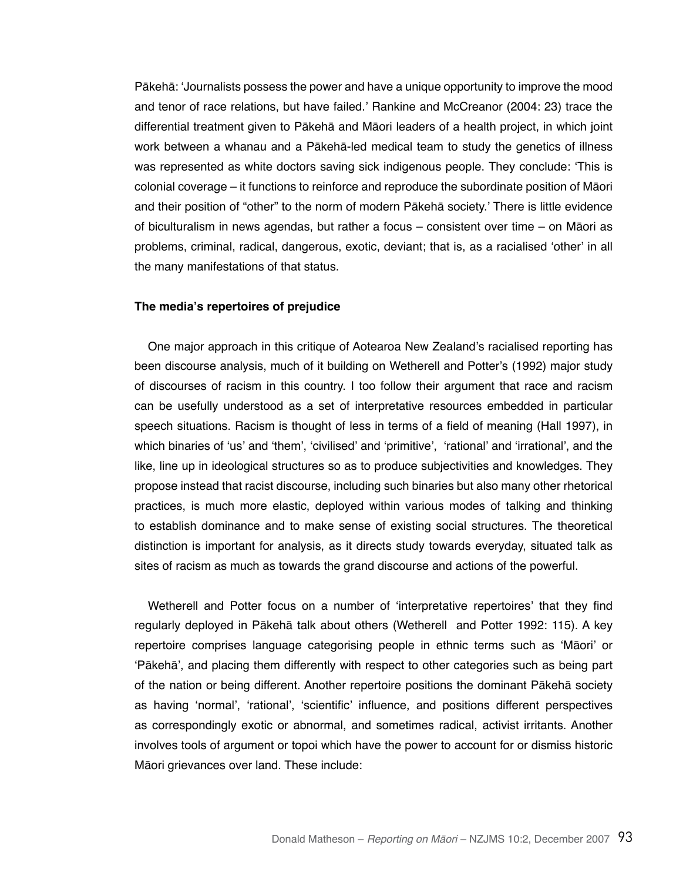Pākehā: 'Journalists possess the power and have a unique opportunity to improve the mood and tenor of race relations, but have failed.' Rankine and McCreanor (2004: 23) trace the differential treatment given to Pākehā and Māori leaders of a health project, in which joint work between a whanau and a Pākehā-led medical team to study the genetics of illness was represented as white doctors saving sick indigenous people. They conclude: 'This is colonial coverage – it functions to reinforce and reproduce the subordinate position of Māori and their position of "other" to the norm of modern Pākehā society.' There is little evidence of biculturalism in news agendas, but rather a focus – consistent over time – on Māori as problems, criminal, radical, dangerous, exotic, deviant; that is, as a racialised 'other' in all the many manifestations of that status.

**The media's repertoires of prejudice**

One major approach in this critique of Aotearoa New Zealand's racialised reporting has been discourse analysis, much of it building on Wetherell and Potter's (1992) major study of discourses of racism in this country. I too follow their argument that race and racism can be usefully understood as a set of interpretative resources embedded in particular speech situations. Racism is thought of less in terms of a field of meaning (Hall 1997), in which binaries of 'us' and 'them', 'civilised' and 'primitive', 'rational' and 'irrational', and the like, line up in ideological structures so as to produce subjectivities and knowledges. They propose instead that racist discourse, including such binaries but also many other rhetorical practices, is much more elastic, deployed within various modes of talking and thinking to establish dominance and to make sense of existing social structures. The theoretical distinction is important for analysis, as it directs study towards everyday, situated talk as sites of racism as much as towards the grand discourse and actions of the powerful.

Wetherell and Potter focus on a number of 'interpretative repertoires' that they find regularly deployed in Pākehā talk about others (Wetherell and Potter 1992: 115). A key repertoire comprises language categorising people in ethnic terms such as 'Māori' or 'Pākehā', and placing them differently with respect to other categories such as being part of the nation or being different. Another repertoire positions the dominant Pākehā society as having 'normal', 'rational', 'scientific' influence, and positions different perspectives as correspondingly exotic or abnormal, and sometimes radical, activist irritants. Another involves tools of argument or topoi which have the power to account for or dismiss historic Māori grievances over land. These include: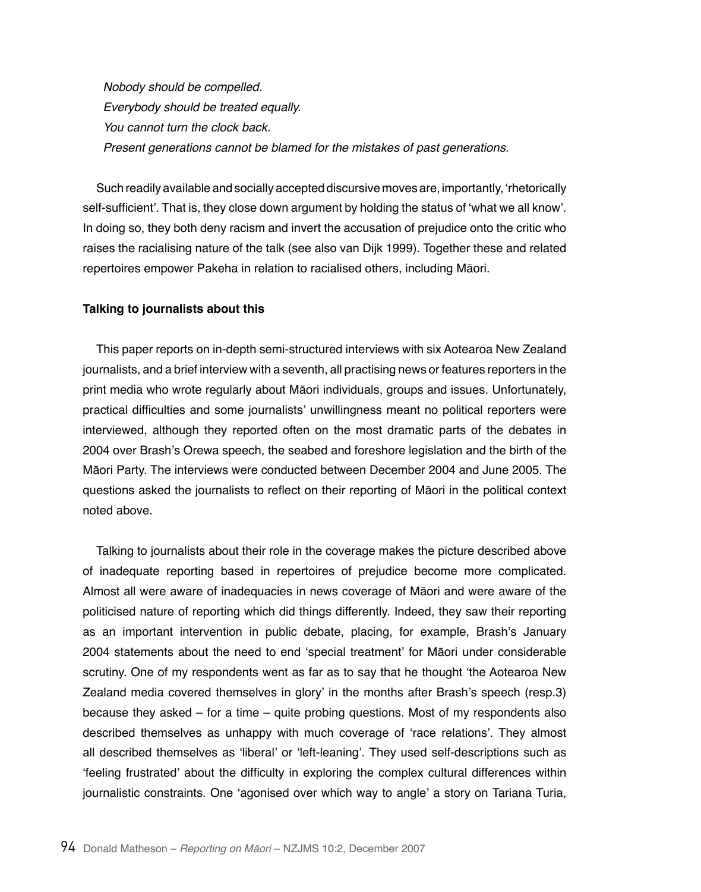*Nobody should be compelled.*
*Everybody should be treated equally.*
*You cannot turn the clock back.*
*Present generations cannot be blamed for the mistakes of past generations.*

Such readily available and socially accepted discursive moves are, importantly, 'rhetorically self-sufficient'. That is, they close down argument by holding the status of 'what we all know'. In doing so, they both deny racism and invert the accusation of prejudice onto the critic who raises the racialising nature of the talk (see also van Dijk 1999). Together these and related repertoires empower Pakeha in relation to racialised others, including Māori.

**Talking to journalists about this**

This paper reports on in-depth semi-structured interviews with six Aotearoa New Zealand journalists, and a brief interview with a seventh, all practising news or features reporters in the print media who wrote regularly about Māori individuals, groups and issues. Unfortunately, practical difficulties and some journalists' unwillingness meant no political reporters were interviewed, although they reported often on the most dramatic parts of the debates in 2004 over Brash's Orewa speech, the seabed and foreshore legislation and the birth of the Māori Party. The interviews were conducted between December 2004 and June 2005. The questions asked the journalists to reflect on their reporting of Māori in the political context noted above.

Talking to journalists about their role in the coverage makes the picture described above of inadequate reporting based in repertoires of prejudice become more complicated. Almost all were aware of inadequacies in news coverage of Māori and were aware of the politicised nature of reporting which did things differently. Indeed, they saw their reporting as an important intervention in public debate, placing, for example, Brash's January 2004 statements about the need to end 'special treatment' for Māori under considerable scrutiny. One of my respondents went as far as to say that he thought 'the Aotearoa New Zealand media covered themselves in glory' in the months after Brash's speech (resp.3) because they asked – for a time – quite probing questions. Most of my respondents also described themselves as unhappy with much coverage of 'race relations'. They almost all described themselves as 'liberal' or 'left-leaning'. They used self-descriptions such as 'feeling frustrated' about the difficulty in exploring the complex cultural differences within journalistic constraints. One 'agonised over which way to angle' a story on Tariana Turia,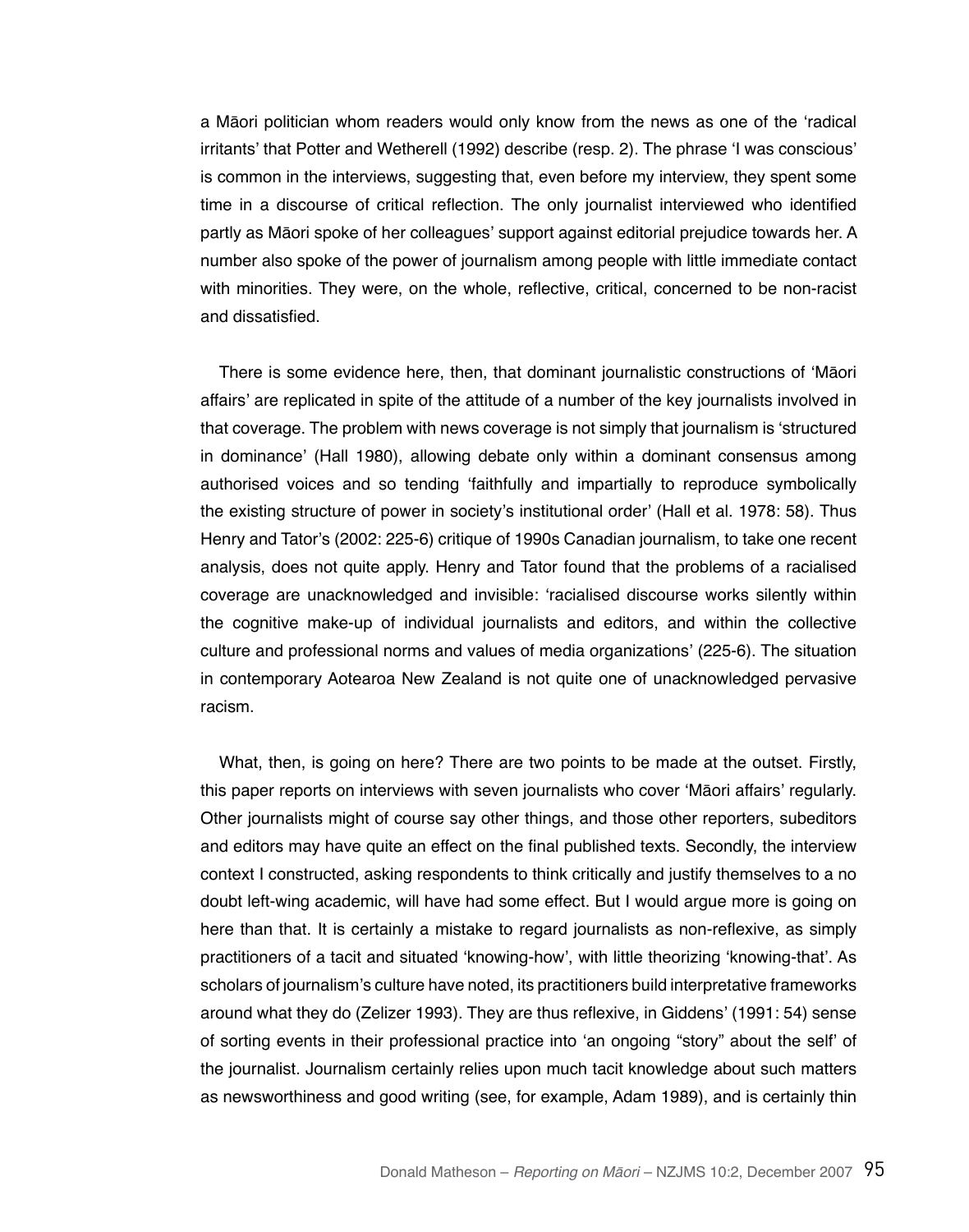a Māori politician whom readers would only know from the news as one of the 'radical irritants' that Potter and Wetherell (1992) describe (resp. 2). The phrase 'I was conscious' is common in the interviews, suggesting that, even before my interview, they spent some time in a discourse of critical reflection. The only journalist interviewed who identified partly as Māori spoke of her colleagues' support against editorial prejudice towards her. A number also spoke of the power of journalism among people with little immediate contact with minorities. They were, on the whole, reflective, critical, concerned to be non-racist and dissatisfied.

There is some evidence here, then, that dominant journalistic constructions of 'Māori affairs' are replicated in spite of the attitude of a number of the key journalists involved in that coverage. The problem with news coverage is not simply that journalism is 'structured in dominance' (Hall 1980), allowing debate only within a dominant consensus among authorised voices and so tending 'faithfully and impartially to reproduce symbolically the existing structure of power in society's institutional order' (Hall et al. 1978: 58). Thus Henry and Tator's (2002: 225-6) critique of 1990s Canadian journalism, to take one recent analysis, does not quite apply. Henry and Tator found that the problems of a racialised coverage are unacknowledged and invisible: 'racialised discourse works silently within the cognitive make-up of individual journalists and editors, and within the collective culture and professional norms and values of media organizations' (225-6). The situation in contemporary Aotearoa New Zealand is not quite one of unacknowledged pervasive racism.

What, then, is going on here? There are two points to be made at the outset. Firstly, this paper reports on interviews with seven journalists who cover 'Māori affairs' regularly. Other journalists might of course say other things, and those other reporters, subeditors and editors may have quite an effect on the final published texts. Secondly, the interview context I constructed, asking respondents to think critically and justify themselves to a no doubt left-wing academic, will have had some effect. But I would argue more is going on here than that. It is certainly a mistake to regard journalists as non-reflexive, as simply practitioners of a tacit and situated 'knowing-how', with little theorizing 'knowing-that'. As scholars of journalism's culture have noted, its practitioners build interpretative frameworks around what they do (Zelizer 1993). They are thus reflexive, in Giddens' (1991: 54) sense of sorting events in their professional practice into 'an ongoing "story" about the self' of the journalist. Journalism certainly relies upon much tacit knowledge about such matters as newsworthiness and good writing (see, for example, Adam 1989), and is certainly thin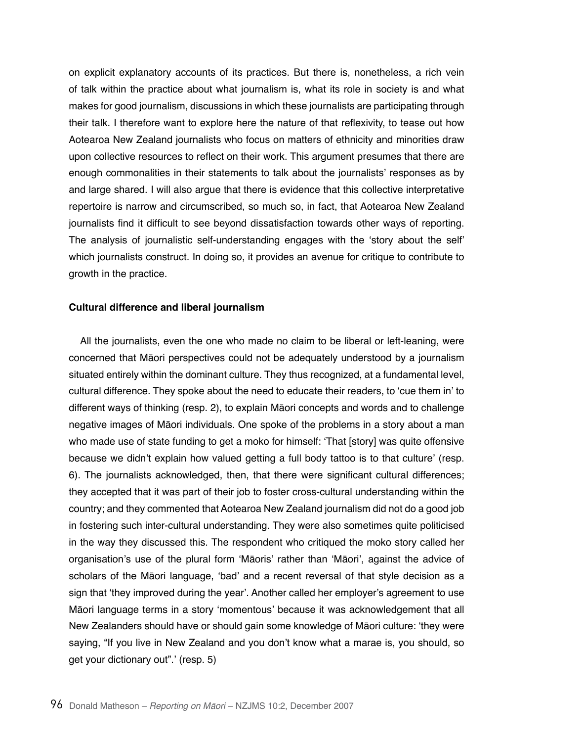on explicit explanatory accounts of its practices. But there is, nonetheless, a rich vein of talk within the practice about what journalism is, what its role in society is and what makes for good journalism, discussions in which these journalists are participating through their talk. I therefore want to explore here the nature of that reflexivity, to tease out how Aotearoa New Zealand journalists who focus on matters of ethnicity and minorities draw upon collective resources to reflect on their work. This argument presumes that there are enough commonalities in their statements to talk about the journalists' responses as by and large shared. I will also argue that there is evidence that this collective interpretative repertoire is narrow and circumscribed, so much so, in fact, that Aotearoa New Zealand journalists find it difficult to see beyond dissatisfaction towards other ways of reporting. The analysis of journalistic self-understanding engages with the 'story about the self' which journalists construct. In doing so, it provides an avenue for critique to contribute to growth in the practice.

**Cultural difference and liberal journalism**

All the journalists, even the one who made no claim to be liberal or left-leaning, were concerned that Māori perspectives could not be adequately understood by a journalism situated entirely within the dominant culture. They thus recognized, at a fundamental level, cultural difference. They spoke about the need to educate their readers, to 'cue them in' to different ways of thinking (resp. 2), to explain Māori concepts and words and to challenge negative images of Māori individuals. One spoke of the problems in a story about a man who made use of state funding to get a moko for himself: 'That [story] was quite offensive because we didn't explain how valued getting a full body tattoo is to that culture' (resp. 6). The journalists acknowledged, then, that there were significant cultural differences; they accepted that it was part of their job to foster cross-cultural understanding within the country; and they commented that Aotearoa New Zealand journalism did not do a good job in fostering such inter-cultural understanding. They were also sometimes quite politicised in the way they discussed this. The respondent who critiqued the moko story called her organisation's use of the plural form 'Māoris' rather than 'Māori', against the advice of scholars of the Māori language, 'bad' and a recent reversal of that style decision as a sign that 'they improved during the year'. Another called her employer's agreement to use Māori language terms in a story 'momentous' because it was acknowledgement that all New Zealanders should have or should gain some knowledge of Māori culture: 'they were saying, "If you live in New Zealand and you don't know what a marae is, you should, so get your dictionary out".' (resp. 5)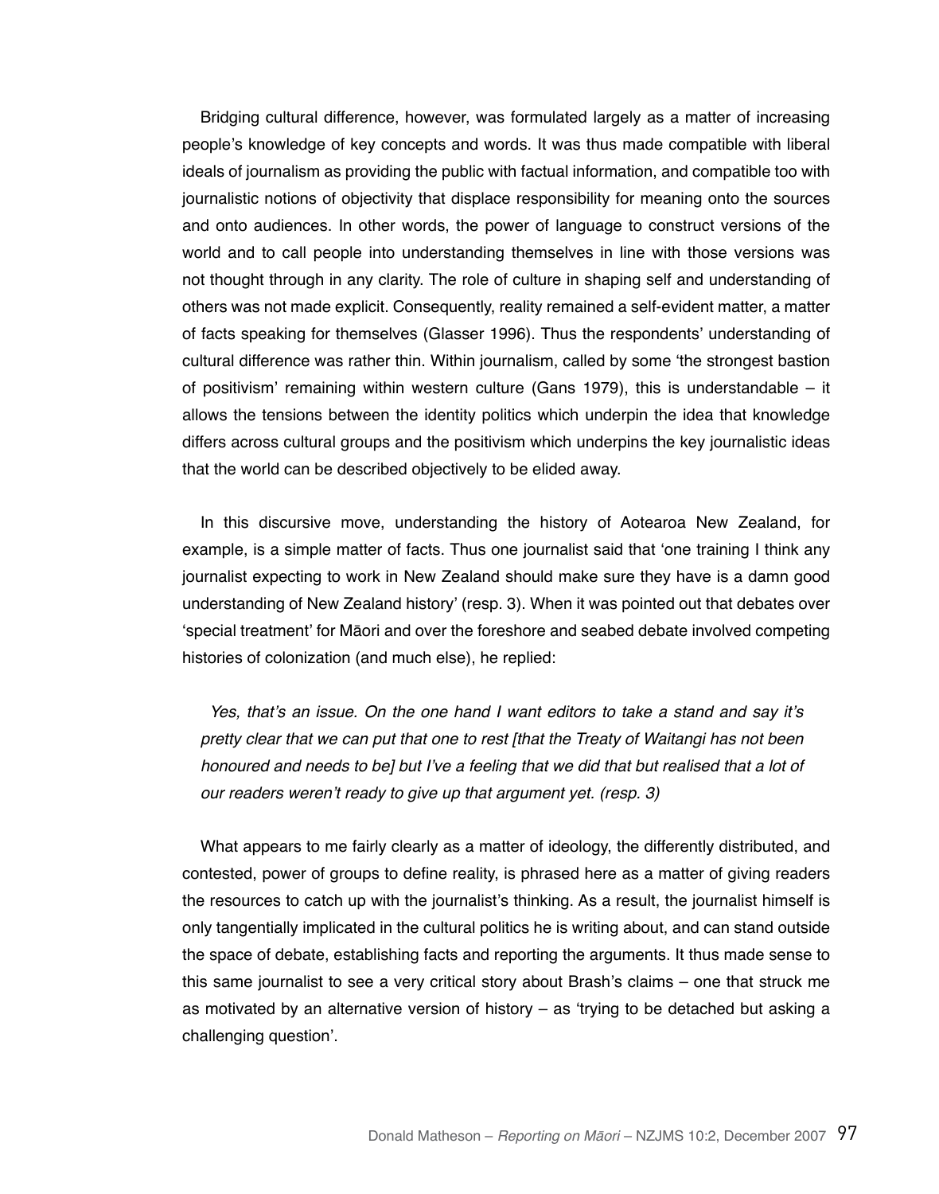Bridging cultural difference, however, was formulated largely as a matter of increasing people's knowledge of key concepts and words. It was thus made compatible with liberal ideals of journalism as providing the public with factual information, and compatible too with journalistic notions of objectivity that displace responsibility for meaning onto the sources and onto audiences. In other words, the power of language to construct versions of the world and to call people into understanding themselves in line with those versions was not thought through in any clarity. The role of culture in shaping self and understanding of others was not made explicit. Consequently, reality remained a self-evident matter, a matter of facts speaking for themselves (Glasser 1996). Thus the respondents' understanding of cultural difference was rather thin. Within journalism, called by some 'the strongest bastion of positivism' remaining within western culture (Gans 1979), this is understandable – it allows the tensions between the identity politics which underpin the idea that knowledge differs across cultural groups and the positivism which underpins the key journalistic ideas that the world can be described objectively to be elided away.

In this discursive move, understanding the history of Aotearoa New Zealand, for example, is a simple matter of facts. Thus one journalist said that 'one training I think any journalist expecting to work in New Zealand should make sure they have is a damn good understanding of New Zealand history' (resp. 3). When it was pointed out that debates over 'special treatment' for Māori and over the foreshore and seabed debate involved competing histories of colonization (and much else), he replied:

> *Yes, that's an issue. On the one hand I want editors to take a stand and say it's pretty clear that we can put that one to rest [that the Treaty of Waitangi has not been honoured and needs to be] but I've a feeling that we did that but realised that a lot of our readers weren't ready to give up that argument yet. (resp. 3)*

What appears to me fairly clearly as a matter of ideology, the differently distributed, and contested, power of groups to define reality, is phrased here as a matter of giving readers the resources to catch up with the journalist's thinking. As a result, the journalist himself is only tangentially implicated in the cultural politics he is writing about, and can stand outside the space of debate, establishing facts and reporting the arguments. It thus made sense to this same journalist to see a very critical story about Brash's claims – one that struck me as motivated by an alternative version of history – as 'trying to be detached but asking a challenging question'.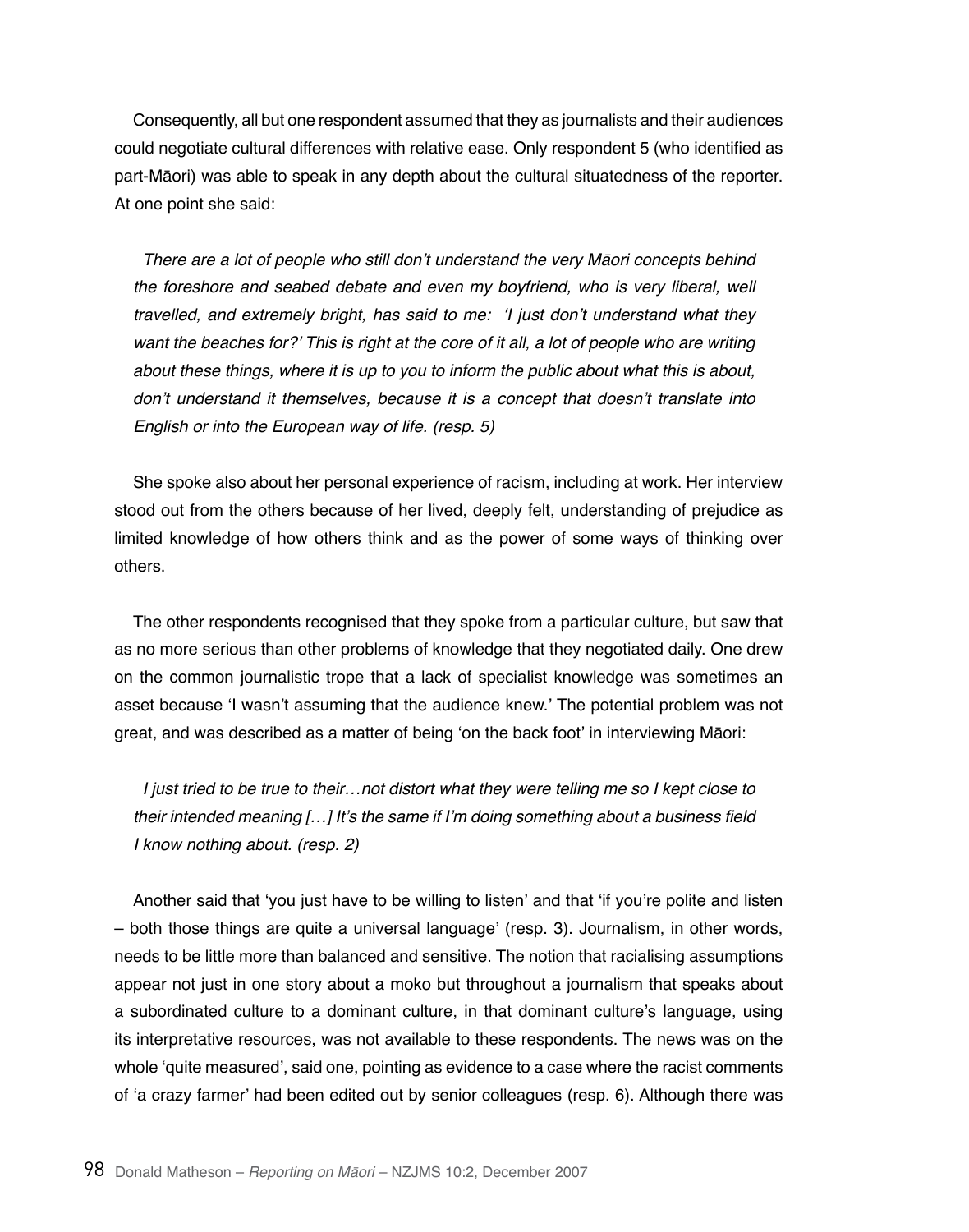Consequently, all but one respondent assumed that they as journalists and their audiences could negotiate cultural differences with relative ease. Only respondent 5 (who identified as part-Māori) was able to speak in any depth about the cultural situatedness of the reporter. At one point she said:

> *There are a lot of people who still don't understand the very Māori concepts behind the foreshore and seabed debate and even my boyfriend, who is very liberal, well travelled, and extremely bright, has said to me: 'I just don't understand what they want the beaches for?' This is right at the core of it all, a lot of people who are writing about these things, where it is up to you to inform the public about what this is about, don't understand it themselves, because it is a concept that doesn't translate into English or into the European way of life. (resp. 5)*

She spoke also about her personal experience of racism, including at work. Her interview stood out from the others because of her lived, deeply felt, understanding of prejudice as limited knowledge of how others think and as the power of some ways of thinking over others.

The other respondents recognised that they spoke from a particular culture, but saw that as no more serious than other problems of knowledge that they negotiated daily. One drew on the common journalistic trope that a lack of specialist knowledge was sometimes an asset because 'I wasn't assuming that the audience knew.' The potential problem was not great, and was described as a matter of being 'on the back foot' in interviewing Māori:

> *I just tried to be true to their…not distort what they were telling me so I kept close to their intended meaning […] It's the same if I'm doing something about a business field I know nothing about. (resp. 2)*

Another said that 'you just have to be willing to listen' and that 'if you're polite and listen – both those things are quite a universal language' (resp. 3). Journalism, in other words, needs to be little more than balanced and sensitive. The notion that racialising assumptions appear not just in one story about a moko but throughout a journalism that speaks about a subordinated culture to a dominant culture, in that dominant culture's language, using its interpretative resources, was not available to these respondents. The news was on the whole 'quite measured', said one, pointing as evidence to a case where the racist comments of 'a crazy farmer' had been edited out by senior colleagues (resp. 6). Although there was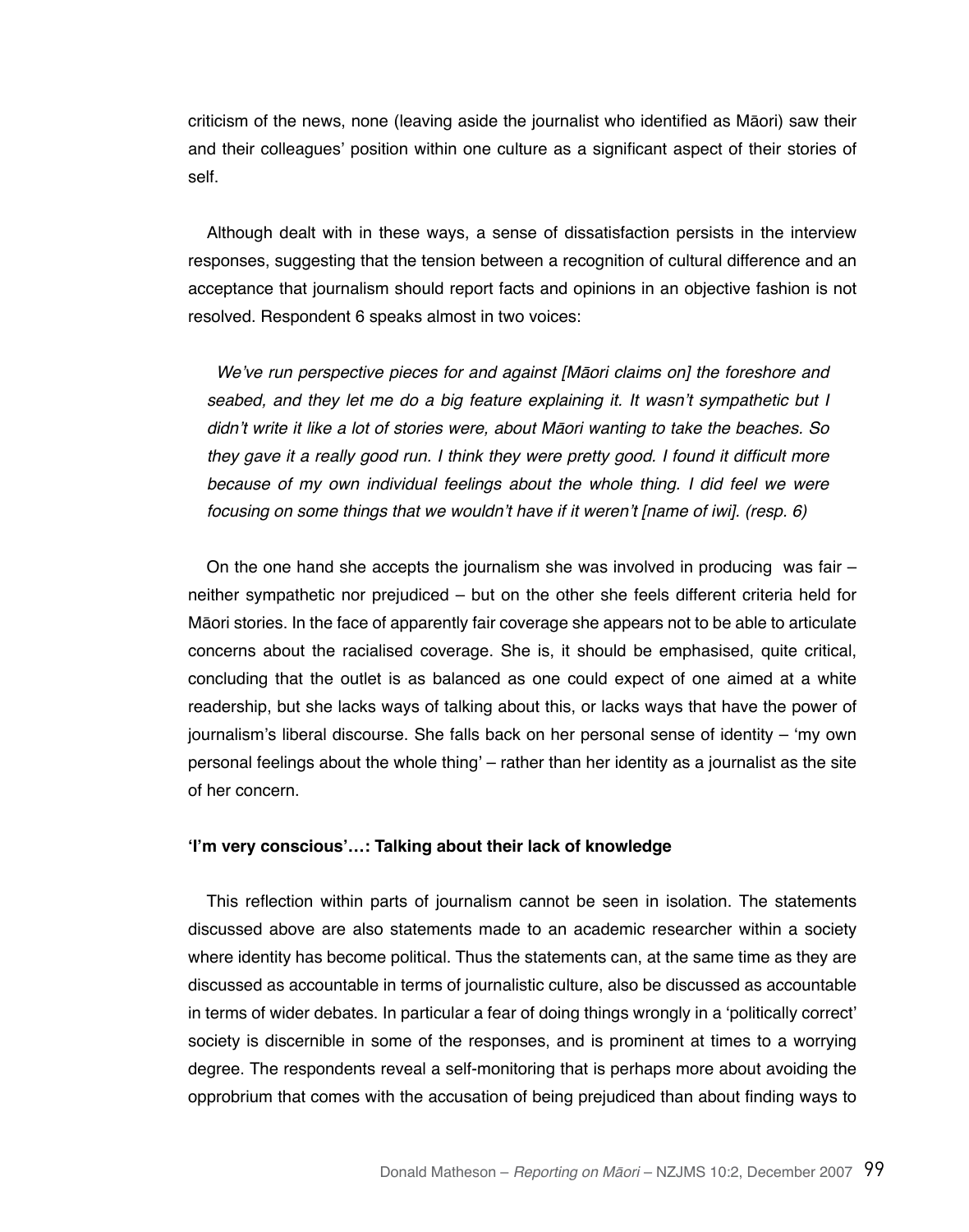criticism of the news, none (leaving aside the journalist who identified as Māori) saw their and their colleagues' position within one culture as a significant aspect of their stories of self.

Although dealt with in these ways, a sense of dissatisfaction persists in the interview responses, suggesting that the tension between a recognition of cultural difference and an acceptance that journalism should report facts and opinions in an objective fashion is not resolved. Respondent 6 speaks almost in two voices:

> *We've run perspective pieces for and against [Māori claims on] the foreshore and seabed, and they let me do a big feature explaining it. It wasn't sympathetic but I didn't write it like a lot of stories were, about Māori wanting to take the beaches. So they gave it a really good run. I think they were pretty good. I found it difficult more because of my own individual feelings about the whole thing. I did feel we were focusing on some things that we wouldn't have if it weren't [name of iwi]. (resp. 6)*

On the one hand she accepts the journalism she was involved in producing was fair – neither sympathetic nor prejudiced – but on the other she feels different criteria held for Māori stories. In the face of apparently fair coverage she appears not to be able to articulate concerns about the racialised coverage. She is, it should be emphasised, quite critical, concluding that the outlet is as balanced as one could expect of one aimed at a white readership, but she lacks ways of talking about this, or lacks ways that have the power of journalism's liberal discourse. She falls back on her personal sense of identity – 'my own personal feelings about the whole thing' – rather than her identity as a journalist as the site of her concern.

**'I'm very conscious'…: Talking about their lack of knowledge**

This reflection within parts of journalism cannot be seen in isolation. The statements discussed above are also statements made to an academic researcher within a society where identity has become political. Thus the statements can, at the same time as they are discussed as accountable in terms of journalistic culture, also be discussed as accountable in terms of wider debates. In particular a fear of doing things wrongly in a 'politically correct' society is discernible in some of the responses, and is prominent at times to a worrying degree. The respondents reveal a self-monitoring that is perhaps more about avoiding the opprobrium that comes with the accusation of being prejudiced than about finding ways to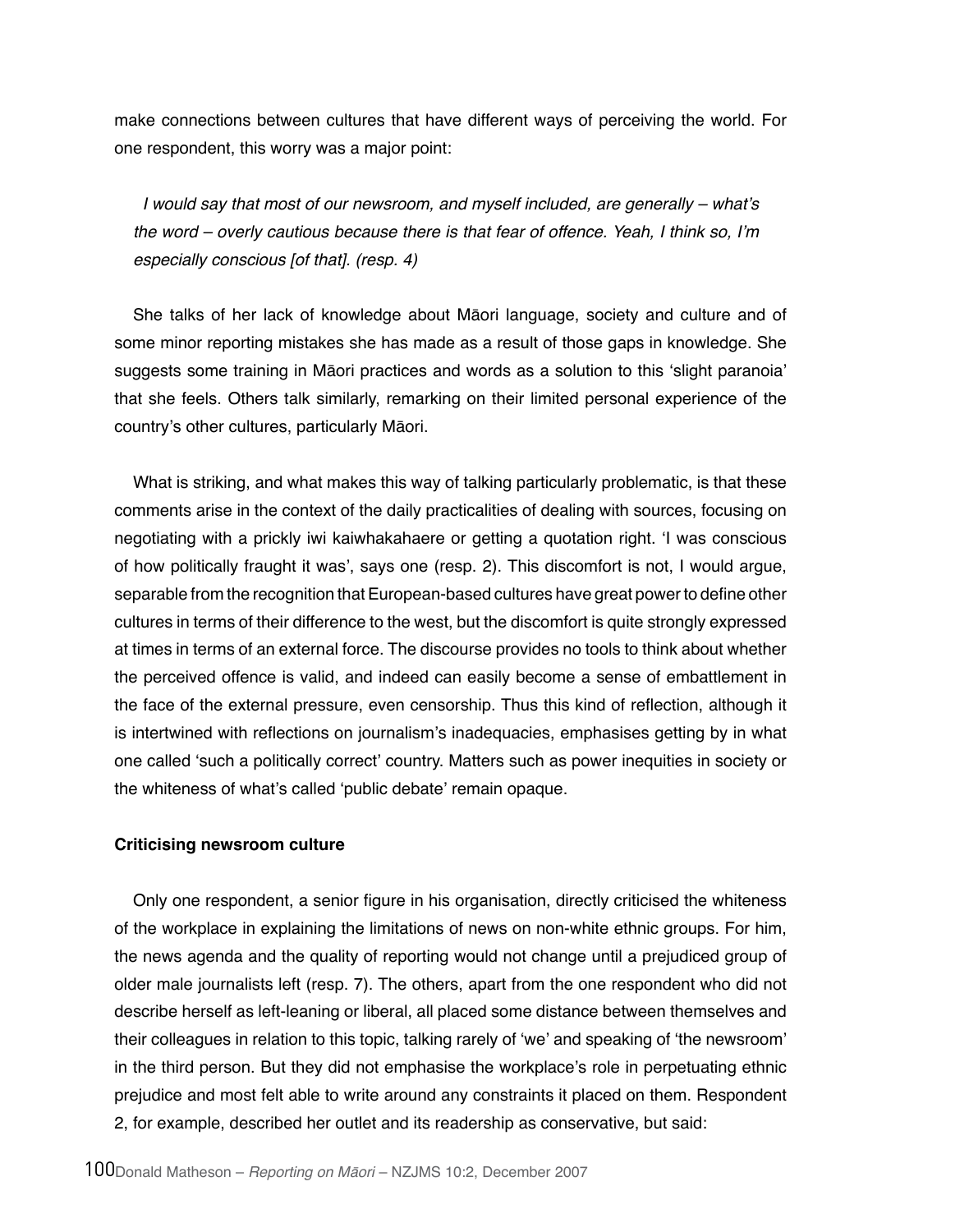make connections between cultures that have different ways of perceiving the world. For one respondent, this worry was a major point:

> *I would say that most of our newsroom, and myself included, are generally – what's the word – overly cautious because there is that fear of offence. Yeah, I think so, I'm especially conscious [of that]. (resp. 4)*

She talks of her lack of knowledge about Māori language, society and culture and of some minor reporting mistakes she has made as a result of those gaps in knowledge. She suggests some training in Māori practices and words as a solution to this 'slight paranoia' that she feels. Others talk similarly, remarking on their limited personal experience of the country's other cultures, particularly Māori.

What is striking, and what makes this way of talking particularly problematic, is that these comments arise in the context of the daily practicalities of dealing with sources, focusing on negotiating with a prickly iwi kaiwhakahaere or getting a quotation right. 'I was conscious of how politically fraught it was', says one (resp. 2). This discomfort is not, I would argue, separable from the recognition that European-based cultures have great power to define other cultures in terms of their difference to the west, but the discomfort is quite strongly expressed at times in terms of an external force. The discourse provides no tools to think about whether the perceived offence is valid, and indeed can easily become a sense of embattlement in the face of the external pressure, even censorship. Thus this kind of reflection, although it is intertwined with reflections on journalism's inadequacies, emphasises getting by in what one called 'such a politically correct' country. Matters such as power inequities in society or the whiteness of what's called 'public debate' remain opaque.

**Criticising newsroom culture**

Only one respondent, a senior figure in his organisation, directly criticised the whiteness of the workplace in explaining the limitations of news on non-white ethnic groups. For him, the news agenda and the quality of reporting would not change until a prejudiced group of older male journalists left (resp. 7). The others, apart from the one respondent who did not describe herself as left-leaning or liberal, all placed some distance between themselves and their colleagues in relation to this topic, talking rarely of 'we' and speaking of 'the newsroom' in the third person. But they did not emphasise the workplace's role in perpetuating ethnic prejudice and most felt able to write around any constraints it placed on them. Respondent 2, for example, described her outlet and its readership as conservative, but said: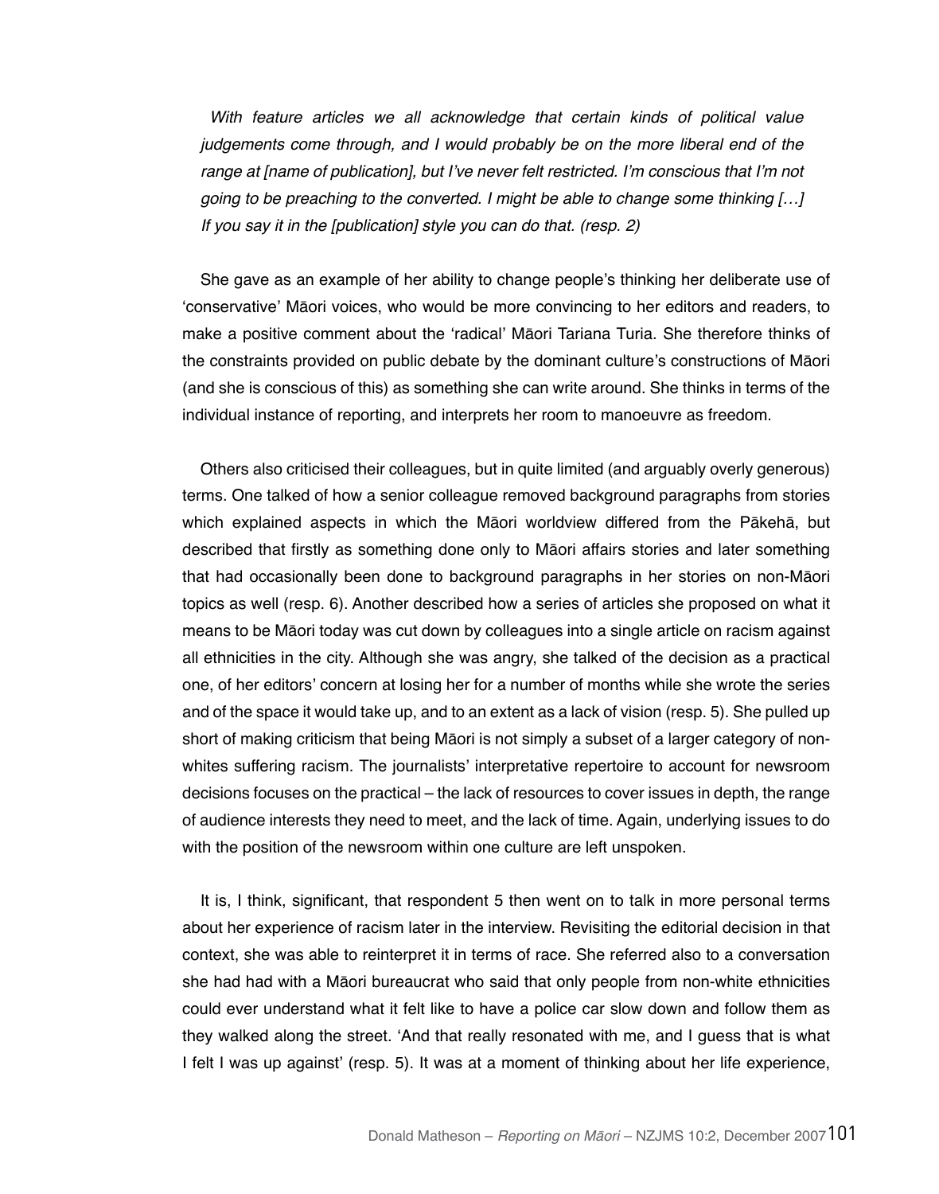*With feature articles we all acknowledge that certain kinds of political value judgements come through, and I would probably be on the more liberal end of the range at [name of publication], but I've never felt restricted. I'm conscious that I'm not going to be preaching to the converted. I might be able to change some thinking […] If you say it in the [publication] style you can do that. (resp. 2)*

She gave as an example of her ability to change people's thinking her deliberate use of 'conservative' Māori voices, who would be more convincing to her editors and readers, to make a positive comment about the 'radical' Māori Tariana Turia. She therefore thinks of the constraints provided on public debate by the dominant culture's constructions of Māori (and she is conscious of this) as something she can write around. She thinks in terms of the individual instance of reporting, and interprets her room to manoeuvre as freedom.

Others also criticised their colleagues, but in quite limited (and arguably overly generous) terms. One talked of how a senior colleague removed background paragraphs from stories which explained aspects in which the Māori worldview differed from the Pākehā, but described that firstly as something done only to Māori affairs stories and later something that had occasionally been done to background paragraphs in her stories on non-Māori topics as well (resp. 6). Another described how a series of articles she proposed on what it means to be Māori today was cut down by colleagues into a single article on racism against all ethnicities in the city. Although she was angry, she talked of the decision as a practical one, of her editors' concern at losing her for a number of months while she wrote the series and of the space it would take up, and to an extent as a lack of vision (resp. 5). She pulled up short of making criticism that being Māori is not simply a subset of a larger category of non-whites suffering racism. The journalists' interpretative repertoire to account for newsroom decisions focuses on the practical – the lack of resources to cover issues in depth, the range of audience interests they need to meet, and the lack of time. Again, underlying issues to do with the position of the newsroom within one culture are left unspoken.

It is, I think, significant, that respondent 5 then went on to talk in more personal terms about her experience of racism later in the interview. Revisiting the editorial decision in that context, she was able to reinterpret it in terms of race. She referred also to a conversation she had had with a Māori bureaucrat who said that only people from non-white ethnicities could ever understand what it felt like to have a police car slow down and follow them as they walked along the street. 'And that really resonated with me, and I guess that is what I felt I was up against' (resp. 5). It was at a moment of thinking about her life experience,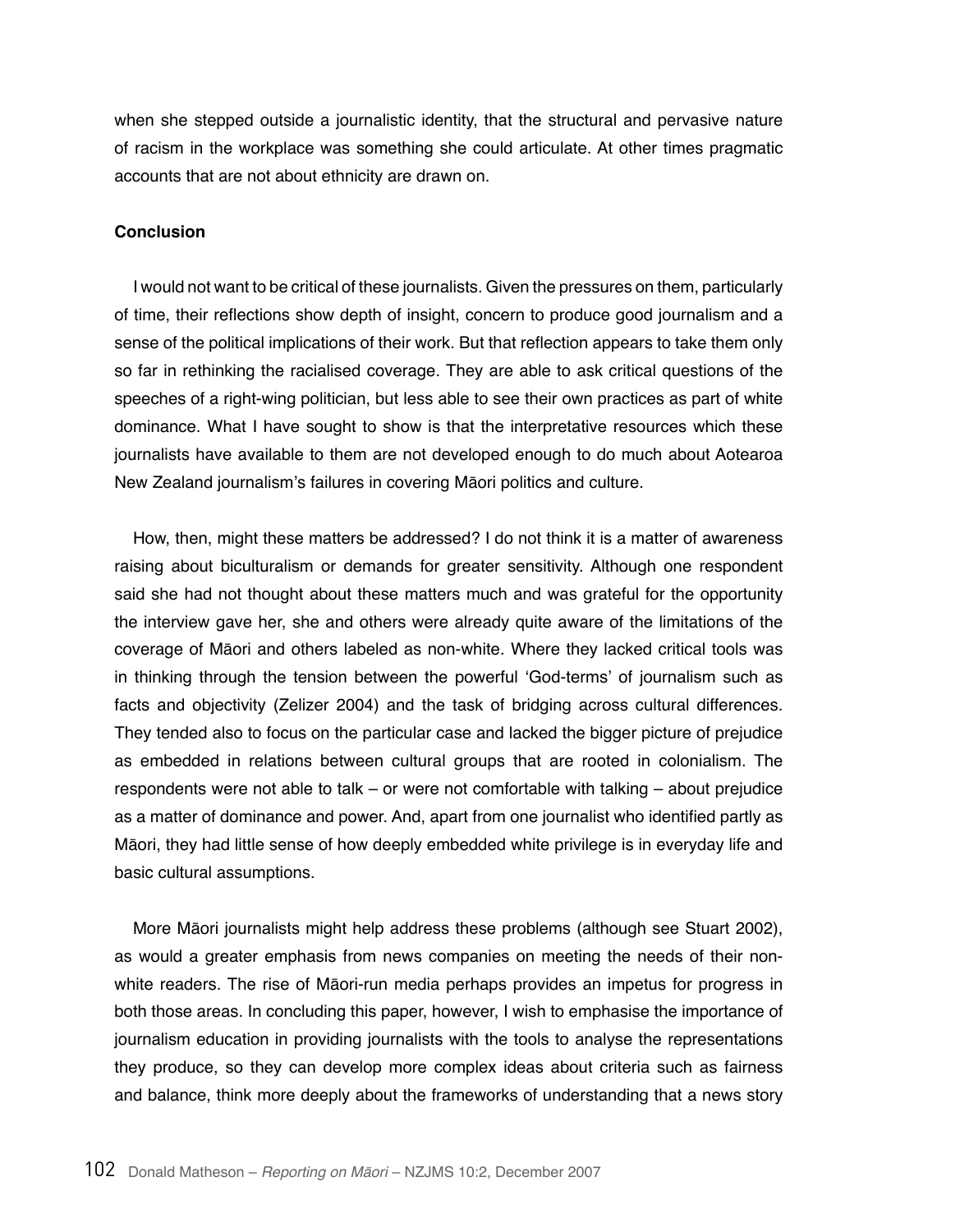when she stepped outside a journalistic identity, that the structural and pervasive nature of racism in the workplace was something she could articulate. At other times pragmatic accounts that are not about ethnicity are drawn on.

**Conclusion**

I would not want to be critical of these journalists. Given the pressures on them, particularly of time, their reflections show depth of insight, concern to produce good journalism and a sense of the political implications of their work. But that reflection appears to take them only so far in rethinking the racialised coverage. They are able to ask critical questions of the speeches of a right-wing politician, but less able to see their own practices as part of white dominance. What I have sought to show is that the interpretative resources which these journalists have available to them are not developed enough to do much about Aotearoa New Zealand journalism's failures in covering Māori politics and culture.

How, then, might these matters be addressed? I do not think it is a matter of awareness raising about biculturalism or demands for greater sensitivity. Although one respondent said she had not thought about these matters much and was grateful for the opportunity the interview gave her, she and others were already quite aware of the limitations of the coverage of Māori and others labeled as non-white. Where they lacked critical tools was in thinking through the tension between the powerful 'God-terms' of journalism such as facts and objectivity (Zelizer 2004) and the task of bridging across cultural differences. They tended also to focus on the particular case and lacked the bigger picture of prejudice as embedded in relations between cultural groups that are rooted in colonialism. The respondents were not able to talk – or were not comfortable with talking – about prejudice as a matter of dominance and power. And, apart from one journalist who identified partly as Māori, they had little sense of how deeply embedded white privilege is in everyday life and basic cultural assumptions.

More Māori journalists might help address these problems (although see Stuart 2002), as would a greater emphasis from news companies on meeting the needs of their non-white readers. The rise of Māori-run media perhaps provides an impetus for progress in both those areas. In concluding this paper, however, I wish to emphasise the importance of journalism education in providing journalists with the tools to analyse the representations they produce, so they can develop more complex ideas about criteria such as fairness and balance, think more deeply about the frameworks of understanding that a news story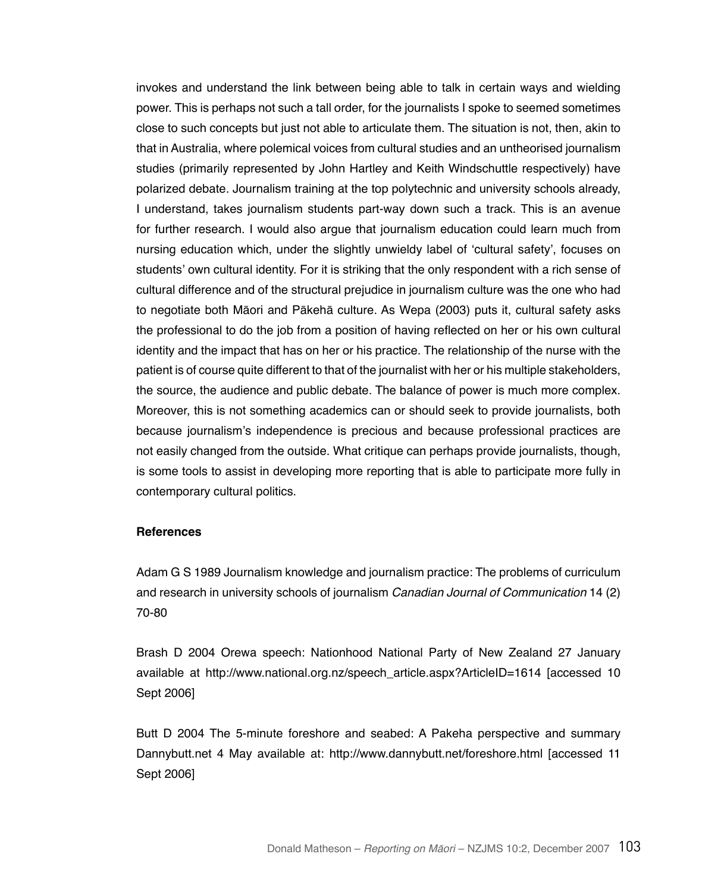invokes and understand the link between being able to talk in certain ways and wielding power. This is perhaps not such a tall order, for the journalists I spoke to seemed sometimes close to such concepts but just not able to articulate them. The situation is not, then, akin to that in Australia, where polemical voices from cultural studies and an untheorised journalism studies (primarily represented by John Hartley and Keith Windschuttle respectively) have polarized debate. Journalism training at the top polytechnic and university schools already, I understand, takes journalism students part-way down such a track. This is an avenue for further research. I would also argue that journalism education could learn much from nursing education which, under the slightly unwieldy label of 'cultural safety', focuses on students' own cultural identity. For it is striking that the only respondent with a rich sense of cultural difference and of the structural prejudice in journalism culture was the one who had to negotiate both Māori and Pākehā culture. As Wepa (2003) puts it, cultural safety asks the professional to do the job from a position of having reflected on her or his own cultural identity and the impact that has on her or his practice. The relationship of the nurse with the patient is of course quite different to that of the journalist with her or his multiple stakeholders, the source, the audience and public debate. The balance of power is much more complex. Moreover, this is not something academics can or should seek to provide journalists, both because journalism's independence is precious and because professional practices are not easily changed from the outside. What critique can perhaps provide journalists, though, is some tools to assist in developing more reporting that is able to participate more fully in contemporary cultural politics.

**References**

Adam G S 1989 Journalism knowledge and journalism practice: The problems of curriculum and research in university schools of journalism *Canadian Journal of Communication* 14 (2) 70-80

Brash D 2004 Orewa speech: Nationhood National Party of New Zealand 27 January available at http://www.national.org.nz/speech_article.aspx?ArticleID=1614 [accessed 10 Sept 2006]

Butt D 2004 The 5-minute foreshore and seabed: A Pakeha perspective and summary Dannybutt.net 4 May available at: http://www.dannybutt.net/foreshore.html [accessed 11 Sept 2006]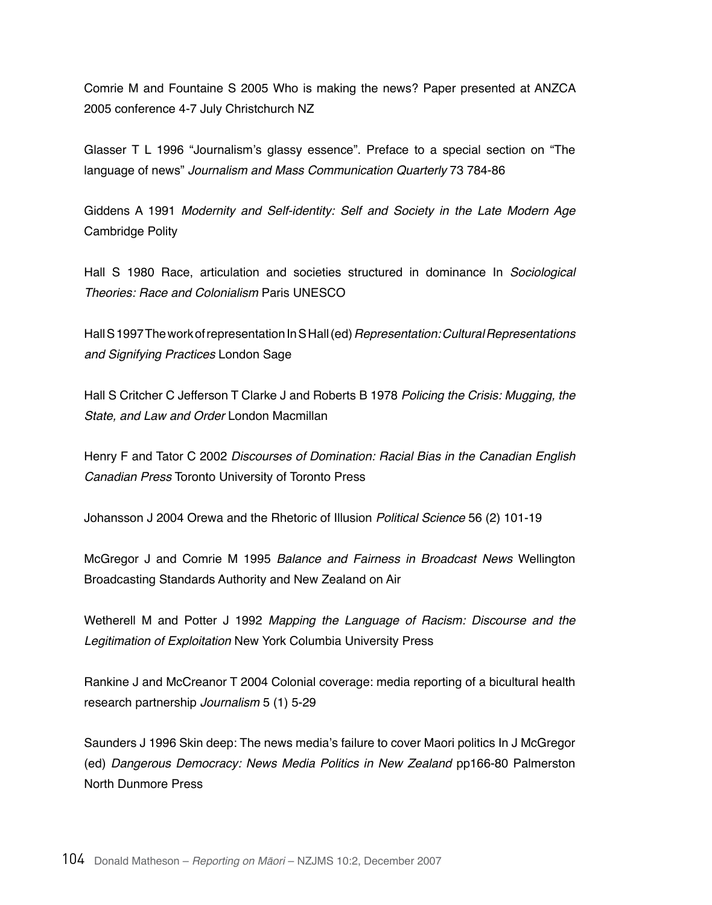Comrie M and Fountaine S 2005 Who is making the news? Paper presented at ANZCA 2005 conference 4-7 July Christchurch NZ

Glasser T L 1996 "Journalism's glassy essence". Preface to a special section on "The language of news" *Journalism and Mass Communication Quarterly* 73 784-86

Giddens A 1991 *Modernity and Self-identity: Self and Society in the Late Modern Age* Cambridge Polity

Hall S 1980 Race, articulation and societies structured in dominance In *Sociological Theories: Race and Colonialism* Paris UNESCO

Hall S 1997 The work of representation In S Hall (ed) *Representation: Cultural Representations and Signifying Practices* London Sage

Hall S Critcher C Jefferson T Clarke J and Roberts B 1978 *Policing the Crisis: Mugging, the State, and Law and Order* London Macmillan

Henry F and Tator C 2002 *Discourses of Domination: Racial Bias in the Canadian English Canadian Press* Toronto University of Toronto Press

Johansson J 2004 Orewa and the Rhetoric of Illusion *Political Science* 56 (2) 101-19

McGregor J and Comrie M 1995 *Balance and Fairness in Broadcast News* Wellington Broadcasting Standards Authority and New Zealand on Air

Wetherell M and Potter J 1992 *Mapping the Language of Racism: Discourse and the Legitimation of Exploitation* New York Columbia University Press

Rankine J and McCreanor T 2004 Colonial coverage: media reporting of a bicultural health research partnership *Journalism* 5 (1) 5-29

Saunders J 1996 Skin deep: The news media's failure to cover Maori politics In J McGregor (ed) *Dangerous Democracy: News Media Politics in New Zealand* pp166-80 Palmerston North Dunmore Press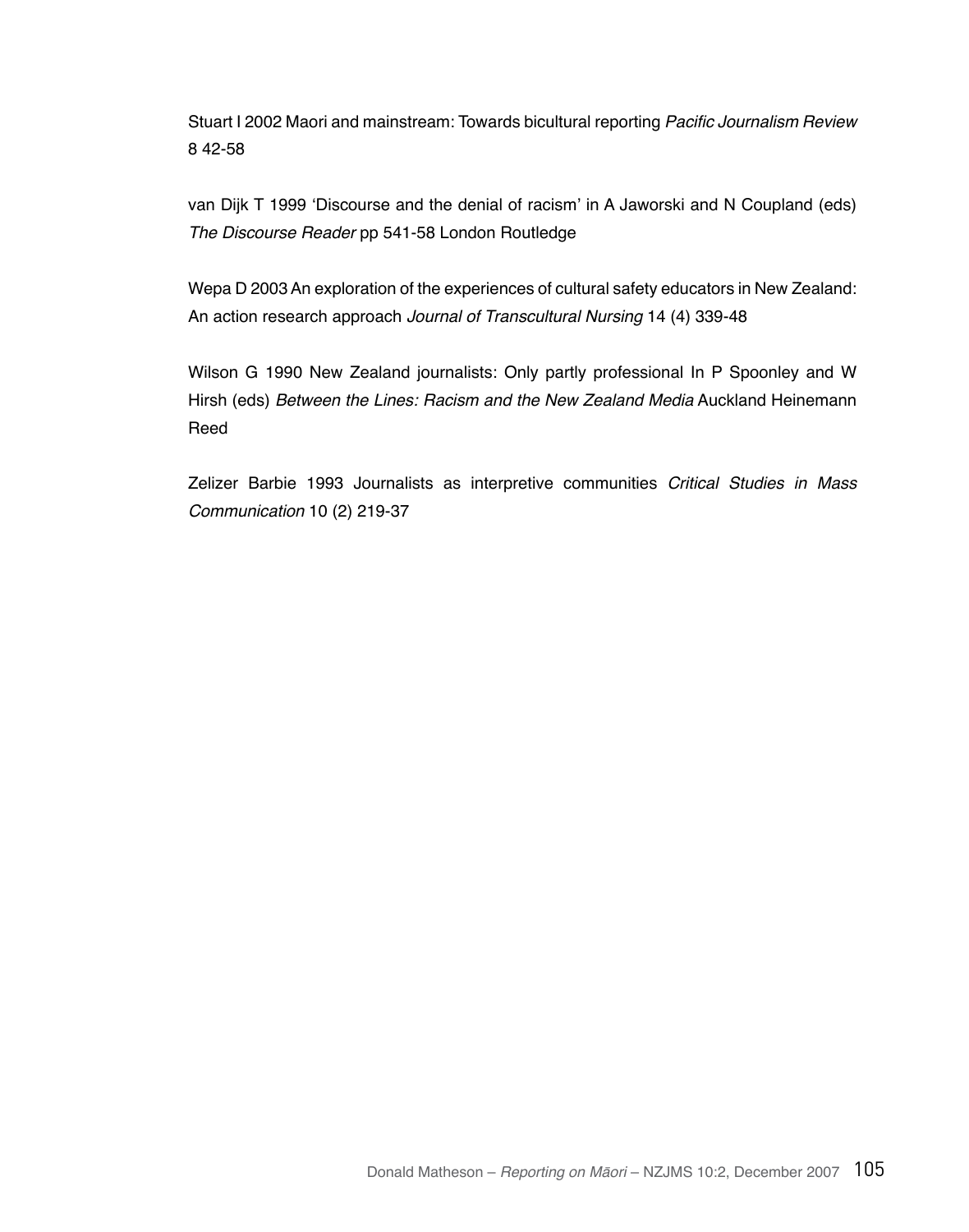Stuart I 2002 Maori and mainstream: Towards bicultural reporting *Pacific Journalism Review* 8 42-58

van Dijk T 1999 'Discourse and the denial of racism' in A Jaworski and N Coupland (eds) *The Discourse Reader* pp 541-58 London Routledge

Wepa D 2003 An exploration of the experiences of cultural safety educators in New Zealand: An action research approach *Journal of Transcultural Nursing* 14 (4) 339-48

Wilson G 1990 New Zealand journalists: Only partly professional In P Spoonley and W Hirsh (eds) *Between the Lines: Racism and the New Zealand Media* Auckland Heinemann Reed

Zelizer Barbie 1993 Journalists as interpretive communities *Critical Studies in Mass Communication* 10 (2) 219-37